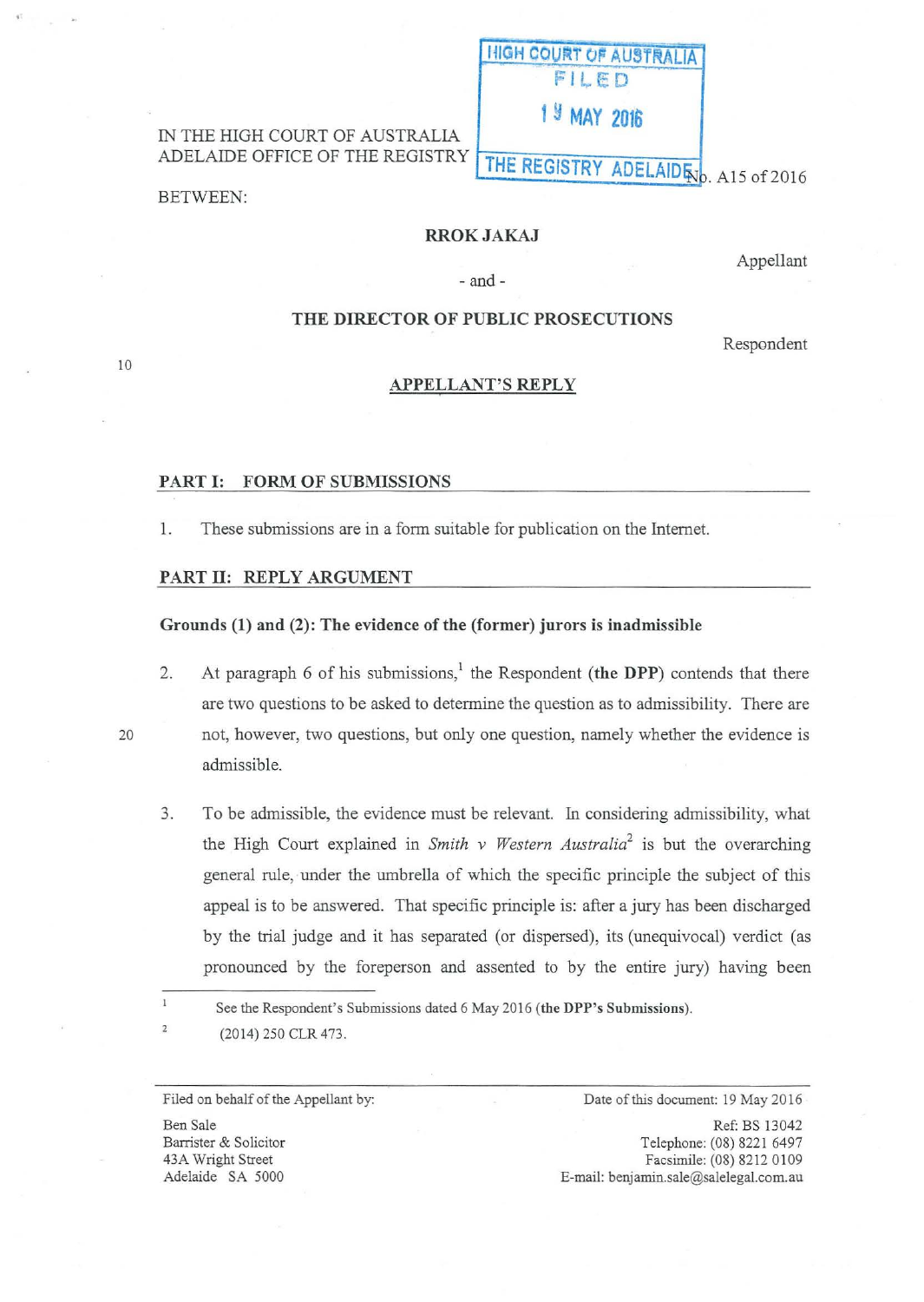IN THE HIGH COURT OF AUSTRALIA
ADELAIDE OFFICE OF THE REGISTRY

HIGH COURT OF AUSTRALIA
FILED
19 MAY 2016
THE REGISTRY ADELAIDE

No. A15 of 2016

BETWEEN:

**RROK JAKAJ**

Appellant

\- and -

**THE DIRECTOR OF PUBLIC PROSECUTIONS**

Respondent

**APPELLANT'S REPLY**

## PART I: FORM OF SUBMISSIONS

1. These submissions are in a form suitable for publication on the Internet.

## PART II: REPLY ARGUMENT

### Grounds (1) and (2): The evidence of the (former) jurors is inadmissible

2. At paragraph 6 of his submissions,[1] the Respondent **(the DPP)** contends that there are two questions to be asked to determine the question as to admissibility. There are not, however, two questions, but only one question, namely whether the evidence is admissible.

3. To be admissible, the evidence must be relevant. In considering admissibility, what the High Court explained in *Smith v Western Australia*[2] is but the overarching general rule, under the umbrella of which the specific principle the subject of this appeal is to be answered. That specific principle is: after a jury has been discharged by the trial judge and it has separated (or dispersed), its (unequivocal) verdict (as pronounced by the foreperson and assented to by the entire jury) having been

---

[1] See the Respondent's Submissions dated 6 May 2016 **(the DPP's Submissions)**.

[2] (2014) 250 CLR 473.

Filed on behalf of the Appellant by:
Ben Sale
Barrister & Solicitor
43A Wright Street
Adelaide SA 5000

Date of this document: 19 May 2016
Ref: BS 13042
Telephone: (08) 8221 6497
Facsimile: (08) 8212 0109
E-mail: benjamin.sale@salelegal.com.au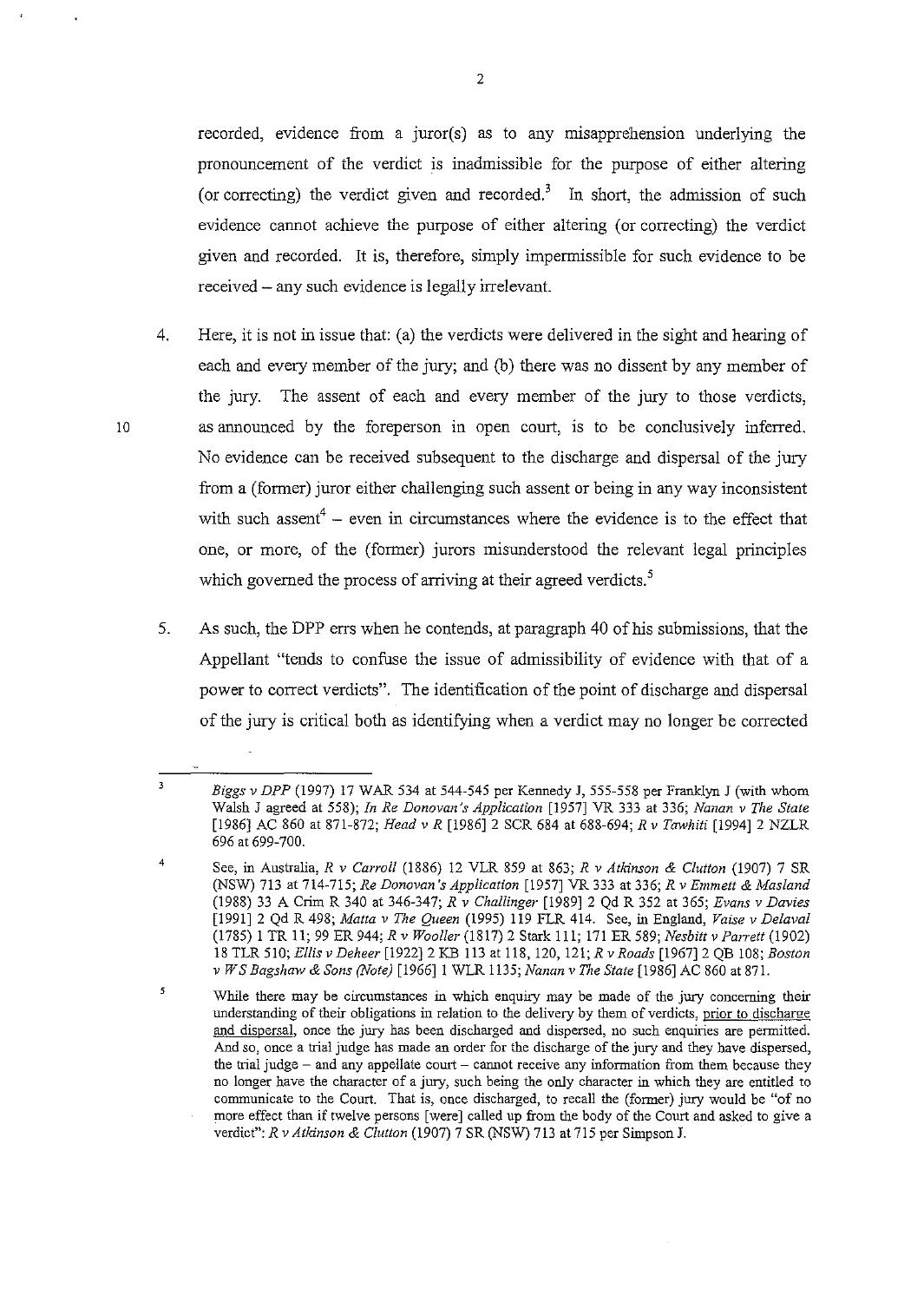recorded, evidence from a juror(s) as to any misapprehension underlying the pronouncement of the verdict is inadmissible for the purpose of either altering (or correcting) the verdict given and recorded.[3] In short, the admission of such evidence cannot achieve the purpose of either altering (or correcting) the verdict given and recorded. It is, therefore, simply impermissible for such evidence to be received – any such evidence is legally irrelevant.

4. Here, it is not in issue that: (a) the verdicts were delivered in the sight and hearing of each and every member of the jury; and (b) there was no dissent by any member of the jury. The assent of each and every member of the jury to those verdicts, as announced by the foreperson in open court, is to be conclusively inferred. No evidence can be received subsequent to the discharge and dispersal of the jury from a (former) juror either challenging such assent or being in any way inconsistent with such assent[4] – even in circumstances where the evidence is to the effect that one, or more, of the (former) jurors misunderstood the relevant legal principles which governed the process of arriving at their agreed verdicts.[5]

5. As such, the DPP errs when he contends, at paragraph 40 of his submissions, that the Appellant "tends to confuse the issue of admissibility of evidence with that of a power to correct verdicts". The identification of the point of discharge and dispersal of the jury is critical both as identifying when a verdict may no longer be corrected

---

[3] *Biggs v DPP* (1997) 17 WAR 534 at 544-545 per Kennedy J, 555-558 per Franklyn J (with whom Walsh J agreed at 558); *In Re Donovan's Application* [1957] VR 333 at 336; *Nanan v The State* [1986] AC 860 at 871-872; *Head v R* [1986] 2 SCR 684 at 688-694; *R v Tawhiti* [1994] 2 NZLR 696 at 699-700.

[4] See, in Australia, *R v Carroll* (1886) 12 VLR 859 at 863; *R v Atkinson & Clutton* (1907) 7 SR (NSW) 713 at 714-715; *Re Donovan's Application* [1957] VR 333 at 336; *R v Emmett & Masland* (1988) 33 A Crim R 340 at 346-347; *R v Challinger* [1989] 2 Qd R 352 at 365; *Evans v Davies* [1991] 2 Qd R 498; *Matta v The Queen* (1995) 119 FLR 414. See, in England, *Vaise v Delaval* (1785) 1 TR 11; 99 ER 944; *R v Wooller* (1817) 2 Stark 111; 171 ER 589; *Nesbitt v Parrett* (1902) 18 TLR 510; *Ellis v Deheer* [1922] 2 KB 113 at 118, 120, 121; *R v Roads* [1967] 2 QB 108; *Boston v W S Bagshaw & Sons (Note)* [1966] 1 WLR 1135; *Nanan v The State* [1986] AC 860 at 871.

[5] While there may be circumstances in which enquiry may be made of the jury concerning their understanding of their obligations in relation to the delivery by them of verdicts, prior to discharge and dispersal, once the jury has been discharged and dispersed, no such enquiries are permitted. And so, once a trial judge has made an order for the discharge of the jury and they have dispersed, the trial judge – and any appellate court – cannot receive any information from them because they no longer have the character of a jury, such being the only character in which they are entitled to communicate to the Court. That is, once discharged, to recall the (former) jury would be "of no more effect than if twelve persons [were] called up from the body of the Court and asked to give a verdict": *R v Atkinson & Clutton* (1907) 7 SR (NSW) 713 at 715 per Simpson J.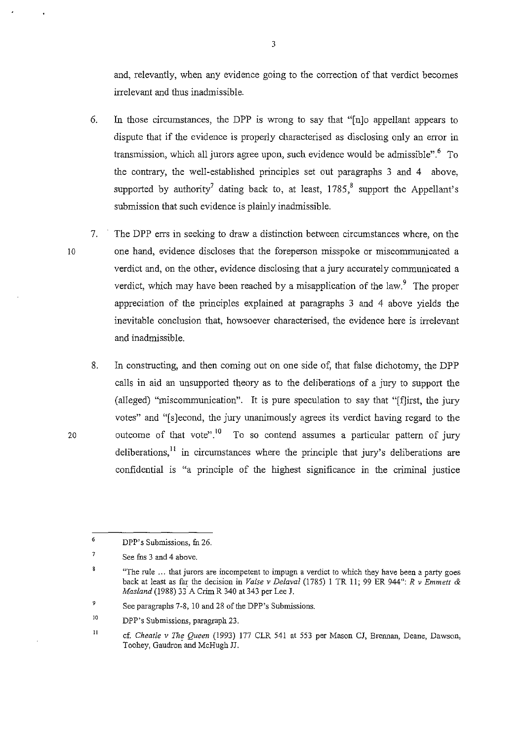and, relevantly, when any evidence going to the correction of that verdict becomes irrelevant and thus inadmissible.

6. In those circumstances, the DPP is wrong to say that "[n]o appellant appears to dispute that if the evidence is properly characterised as disclosing only an error in transmission, which all jurors agree upon, such evidence would be admissible".[6] To the contrary, the well-established principles set out paragraphs 3 and 4 above, supported by authority[7] dating back to, at least, 1785,[8] support the Appellant's submission that such evidence is plainly inadmissible.

7. The DPP errs in seeking to draw a distinction between circumstances where, on the one hand, evidence discloses that the foreperson misspoke or miscommunicated a verdict and, on the other, evidence disclosing that a jury accurately communicated a verdict, which may have been reached by a misapplication of the law.[9] The proper appreciation of the principles explained at paragraphs 3 and 4 above yields the inevitable conclusion that, howsoever characterised, the evidence here is irrelevant and inadmissible.

8. In constructing, and then coming out on one side of, that false dichotomy, the DPP calls in aid an unsupported theory as to the deliberations of a jury to support the (alleged) "miscommunication". It is pure speculation to say that "[f]irst, the jury votes" and "[s]econd, the jury unanimously agrees its verdict having regard to the outcome of that vote".[10] To so contend assumes a particular pattern of jury deliberations,[11] in circumstances where the principle that jury's deliberations are confidential is "a principle of the highest significance in the criminal justice

---

[6] DPP's Submissions, fn 26.

[7] See fns 3 and 4 above.

[8] "The rule ... that jurors are incompetent to impugn a verdict to which they have been a party goes back at least as far the decision in *Vaise v Delaval* (1785) 1 TR 11; 99 ER 944": *R v Emmett & Masland* (1988) 33 A Crim R 340 at 343 per Lee J.

[9] See paragraphs 7-8, 10 and 28 of the DPP's Submissions.

[10] DPP's Submissions, paragraph 23.

[11] cf. *Cheatle v The Queen* (1993) 177 CLR 541 at 553 per Mason CJ, Brennan, Deane, Dawson, Toohey, Gaudron and McHugh JJ.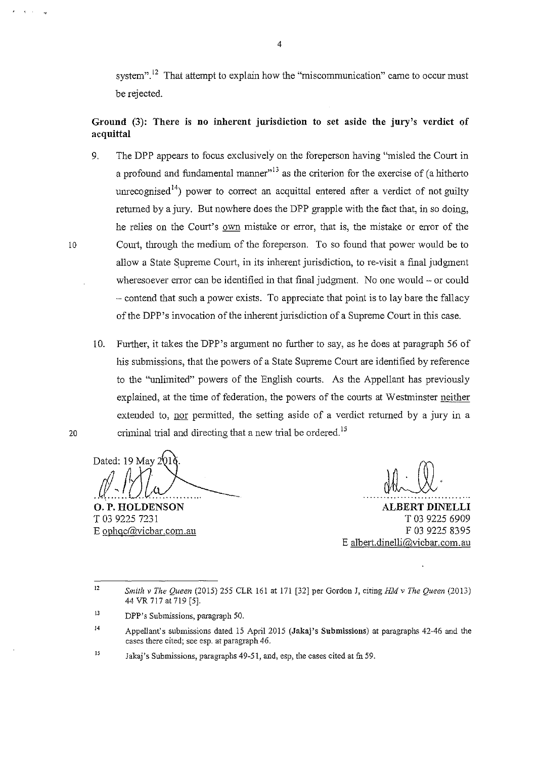system".[12] That attempt to explain how the "miscommunication" came to occur must be rejected.

**Ground (3): There is no inherent jurisdiction to set aside the jury's verdict of acquittal**

9. The DPP appears to focus exclusively on the foreperson having "misled the Court in a profound and fundamental manner"[13] as the criterion for the exercise of (a hitherto unrecognised[14]) power to correct an acquittal entered after a verdict of not guilty returned by a jury. But nowhere does the DPP grapple with the fact that, in so doing, he relies on the Court's own mistake or error, that is, the mistake or error of the Court, through the medium of the foreperson. To so found that power would be to allow a State Supreme Court, in its inherent jurisdiction, to re-visit a final judgment wheresoever error can be identified in that final judgment. No one would – or could – contend that such a power exists. To appreciate that point is to lay bare the fallacy of the DPP's invocation of the inherent jurisdiction of a Supreme Court in this case.

10. Further, it takes the DPP's argument no further to say, as he does at paragraph 56 of his submissions, that the powers of a State Supreme Court are identified by reference to the "unlimited" powers of the English courts. As the Appellant has previously explained, at the time of federation, the powers of the courts at Westminster neither extended to, nor permitted, the setting aside of a verdict returned by a jury in a criminal trial and directing that a new trial be ordered.[15]

Dated: 19 May 2016.

**O. P. HOLDENSON**
T 03 9225 7231
E ophqc@vicbar.com.au

**ALBERT DINELLI**
T 03 9225 6909
F 03 9225 8395
E albert.dinelli@vicbar.com.au

---

[12] *Smith v The Queen* (2015) 255 CLR 161 at 171 [32] per Gordon J, citing *HM v The Queen* (2013) 44 VR 717 at 719 [5].

[13] DPP's Submissions, paragraph 50.

[14] Appellant's submissions dated 15 April 2015 (**Jakaj's Submissions**) at paragraphs 42-46 and the cases there cited; see esp. at paragraph 46.

[15] Jakaj's Submissions, paragraphs 49-51, and, esp, the cases cited at fn 59.